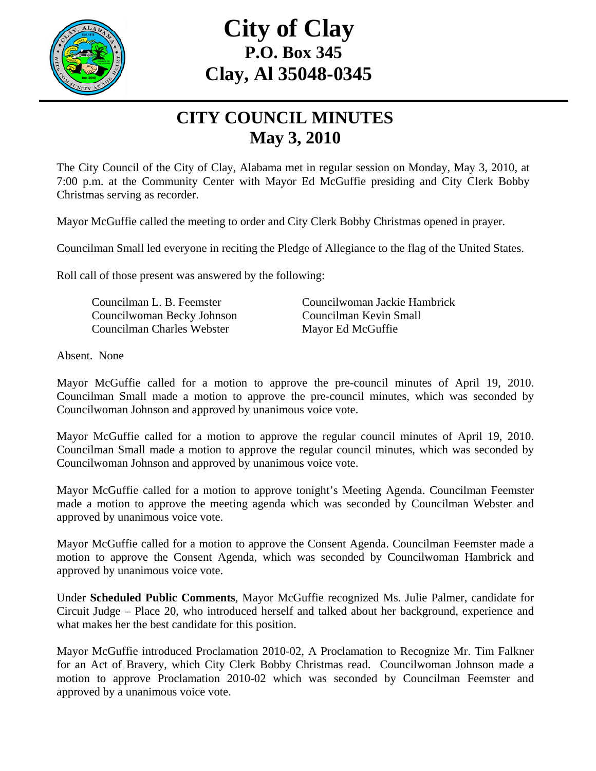# City of Clay
## P.O. Box 345
## Clay, Al 35048-0345

## CITY COUNCIL MINUTES
## May 3, 2010

The City Council of the City of Clay, Alabama met in regular session on Monday, May 3, 2010, at 7:00 p.m. at the Community Center with Mayor Ed McGuffie presiding and City Clerk Bobby Christmas serving as recorder.

Mayor McGuffie called the meeting to order and City Clerk Bobby Christmas opened in prayer.

Councilman Small led everyone in reciting the Pledge of Allegiance to the flag of the United States.

Roll call of those present was answered by the following:

Councilman L. B. Feemster
Councilwoman Becky Johnson
Councilman Charles Webster
Councilwoman Jackie Hambrick
Councilman Kevin Small
Mayor Ed McGuffie

Absent. None

Mayor McGuffie called for a motion to approve the pre-council minutes of April 19, 2010. Councilman Small made a motion to approve the pre-council minutes, which was seconded by Councilwoman Johnson and approved by unanimous voice vote.

Mayor McGuffie called for a motion to approve the regular council minutes of April 19, 2010. Councilman Small made a motion to approve the regular council minutes, which was seconded by Councilwoman Johnson and approved by unanimous voice vote.

Mayor McGuffie called for a motion to approve tonight's Meeting Agenda. Councilman Feemster made a motion to approve the meeting agenda which was seconded by Councilman Webster and approved by unanimous voice vote.

Mayor McGuffie called for a motion to approve the Consent Agenda. Councilman Feemster made a motion to approve the Consent Agenda, which was seconded by Councilwoman Hambrick and approved by unanimous voice vote.

Under **Scheduled Public Comments**, Mayor McGuffie recognized Ms. Julie Palmer, candidate for Circuit Judge – Place 20, who introduced herself and talked about her background, experience and what makes her the best candidate for this position.

Mayor McGuffie introduced Proclamation 2010-02, A Proclamation to Recognize Mr. Tim Falkner for an Act of Bravery, which City Clerk Bobby Christmas read. Councilwoman Johnson made a motion to approve Proclamation 2010-02 which was seconded by Councilman Feemster and approved by a unanimous voice vote.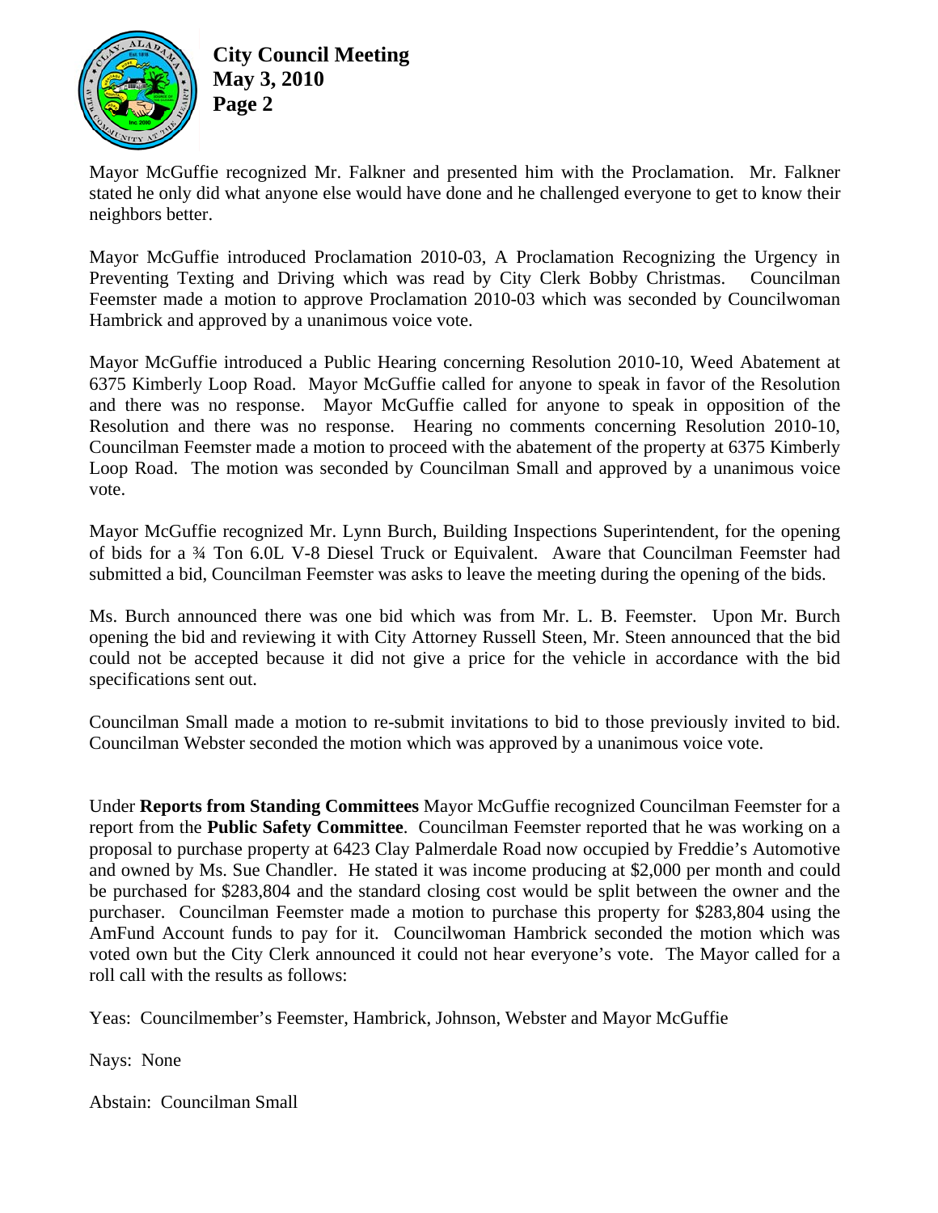Mayor McGuffie recognized Mr. Falkner and presented him with the Proclamation. Mr. Falkner stated he only did what anyone else would have done and he challenged everyone to get to know their neighbors better.

Mayor McGuffie introduced Proclamation 2010-03, A Proclamation Recognizing the Urgency in Preventing Texting and Driving which was read by City Clerk Bobby Christmas. Councilman Feemster made a motion to approve Proclamation 2010-03 which was seconded by Councilwoman Hambrick and approved by a unanimous voice vote.

Mayor McGuffie introduced a Public Hearing concerning Resolution 2010-10, Weed Abatement at 6375 Kimberly Loop Road. Mayor McGuffie called for anyone to speak in favor of the Resolution and there was no response. Mayor McGuffie called for anyone to speak in opposition of the Resolution and there was no response. Hearing no comments concerning Resolution 2010-10, Councilman Feemster made a motion to proceed with the abatement of the property at 6375 Kimberly Loop Road. The motion was seconded by Councilman Small and approved by a unanimous voice vote.

Mayor McGuffie recognized Mr. Lynn Burch, Building Inspections Superintendent, for the opening of bids for a ¾ Ton 6.0L V-8 Diesel Truck or Equivalent. Aware that Councilman Feemster had submitted a bid, Councilman Feemster was asks to leave the meeting during the opening of the bids.

Ms. Burch announced there was one bid which was from Mr. L. B. Feemster. Upon Mr. Burch opening the bid and reviewing it with City Attorney Russell Steen, Mr. Steen announced that the bid could not be accepted because it did not give a price for the vehicle in accordance with the bid specifications sent out.

Councilman Small made a motion to re-submit invitations to bid to those previously invited to bid. Councilman Webster seconded the motion which was approved by a unanimous voice vote.

Under **Reports from Standing Committees** Mayor McGuffie recognized Councilman Feemster for a report from the **Public Safety Committee**. Councilman Feemster reported that he was working on a proposal to purchase property at 6423 Clay Palmerdale Road now occupied by Freddie's Automotive and owned by Ms. Sue Chandler. He stated it was income producing at $2,000 per month and could be purchased for $283,804 and the standard closing cost would be split between the owner and the purchaser. Councilman Feemster made a motion to purchase this property for $283,804 using the AmFund Account funds to pay for it. Councilwoman Hambrick seconded the motion which was voted own but the City Clerk announced it could not hear everyone's vote. The Mayor called for a roll call with the results as follows:

Yeas: Councilmember's Feemster, Hambrick, Johnson, Webster and Mayor McGuffie

Nays: None

Abstain: Councilman Small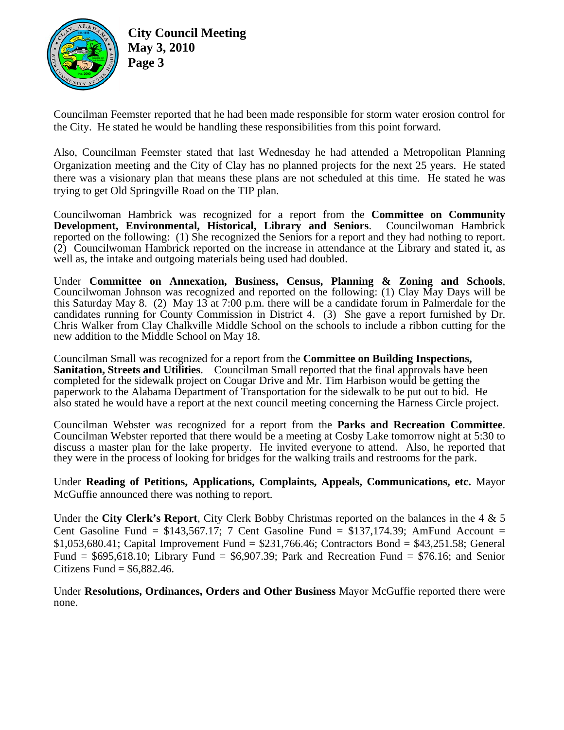Councilman Feemster reported that he had been made responsible for storm water erosion control for the City. He stated he would be handling these responsibilities from this point forward.

Also, Councilman Feemster stated that last Wednesday he had attended a Metropolitan Planning Organization meeting and the City of Clay has no planned projects for the next 25 years. He stated there was a visionary plan that means these plans are not scheduled at this time. He stated he was trying to get Old Springville Road on the TIP plan.

Councilwoman Hambrick was recognized for a report from the **Committee on Community Development, Environmental, Historical, Library and Seniors**. Councilwoman Hambrick reported on the following: (1) She recognized the Seniors for a report and they had nothing to report. (2) Councilwoman Hambrick reported on the increase in attendance at the Library and stated it, as well as, the intake and outgoing materials being used had doubled.

Under **Committee on Annexation, Business, Census, Planning & Zoning and Schools**, Councilwoman Johnson was recognized and reported on the following: (1) Clay May Days will be this Saturday May 8. (2) May 13 at 7:00 p.m. there will be a candidate forum in Palmerdale for the candidates running for County Commission in District 4. (3) She gave a report furnished by Dr. Chris Walker from Clay Chalkville Middle School on the schools to include a ribbon cutting for the new addition to the Middle School on May 18.

Councilman Small was recognized for a report from the **Committee on Building Inspections, Sanitation, Streets and Utilities**. Councilman Small reported that the final approvals have been completed for the sidewalk project on Cougar Drive and Mr. Tim Harbison would be getting the paperwork to the Alabama Department of Transportation for the sidewalk to be put out to bid. He also stated he would have a report at the next council meeting concerning the Harness Circle project.

Councilman Webster was recognized for a report from the **Parks and Recreation Committee**. Councilman Webster reported that there would be a meeting at Cosby Lake tomorrow night at 5:30 to discuss a master plan for the lake property. He invited everyone to attend. Also, he reported that they were in the process of looking for bridges for the walking trails and restrooms for the park.

Under **Reading of Petitions, Applications, Complaints, Appeals, Communications, etc.** Mayor McGuffie announced there was nothing to report.

Under the **City Clerk's Report**, City Clerk Bobby Christmas reported on the balances in the 4 & 5 Cent Gasoline Fund = $143,567.17; 7 Cent Gasoline Fund = $137,174.39; AmFund Account = $1,053,680.41; Capital Improvement Fund = $231,766.46; Contractors Bond = $43,251.58; General Fund = $695,618.10; Library Fund = $6,907.39; Park and Recreation Fund = $76.16; and Senior Citizens Fund = $6,882.46.

Under **Resolutions, Ordinances, Orders and Other Business** Mayor McGuffie reported there were none.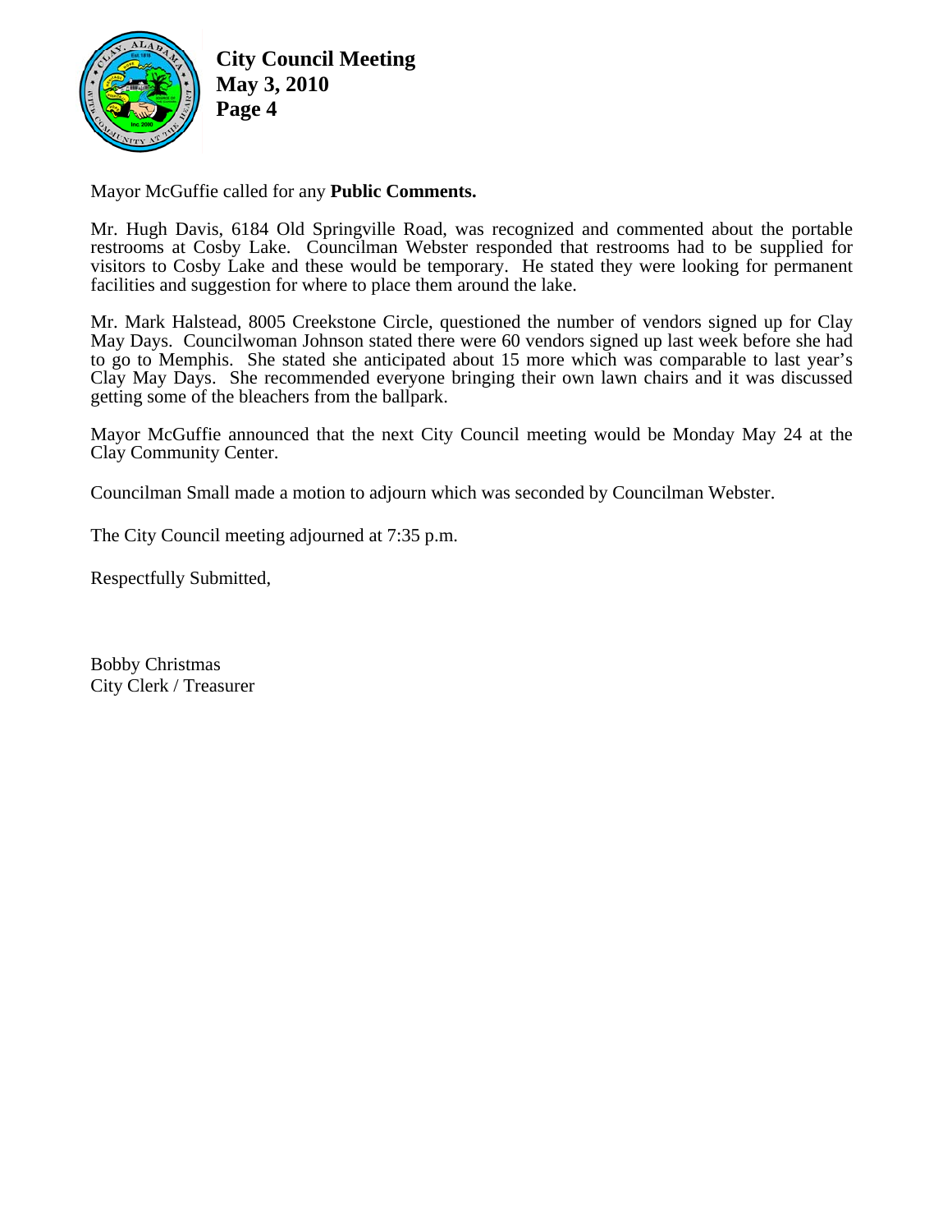Mayor McGuffie called for any **Public Comments.**

Mr. Hugh Davis, 6184 Old Springville Road, was recognized and commented about the portable restrooms at Cosby Lake. Councilman Webster responded that restrooms had to be supplied for visitors to Cosby Lake and these would be temporary. He stated they were looking for permanent facilities and suggestion for where to place them around the lake.

Mr. Mark Halstead, 8005 Creekstone Circle, questioned the number of vendors signed up for Clay May Days. Councilwoman Johnson stated there were 60 vendors signed up last week before she had to go to Memphis. She stated she anticipated about 15 more which was comparable to last year's Clay May Days. She recommended everyone bringing their own lawn chairs and it was discussed getting some of the bleachers from the ballpark.

Mayor McGuffie announced that the next City Council meeting would be Monday May 24 at the Clay Community Center.

Councilman Small made a motion to adjourn which was seconded by Councilman Webster.

The City Council meeting adjourned at 7:35 p.m.

Respectfully Submitted,

Bobby Christmas
City Clerk / Treasurer